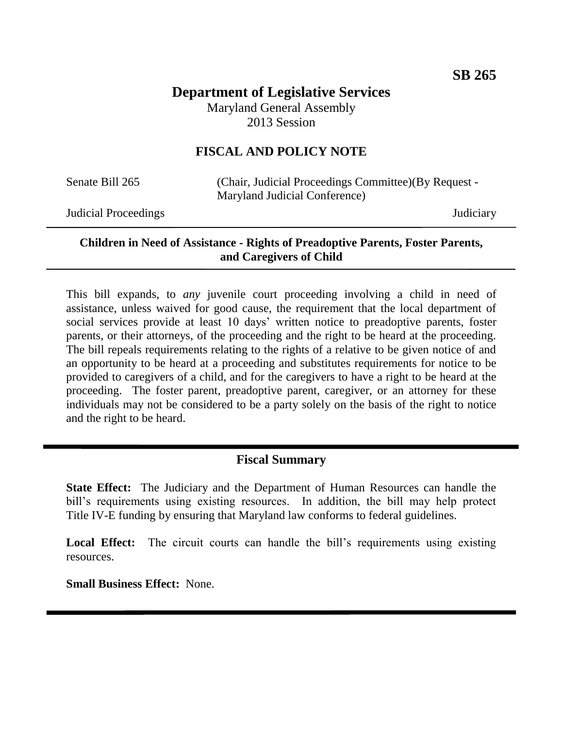**SB 265**

# Department of Legislative Services

Maryland General Assembly
2013 Session

## FISCAL AND POLICY NOTE

Senate Bill 265 (Chair, Judicial Proceedings Committee)(By Request - Maryland Judicial Conference)

Judicial Proceedings Judiciary

---

**Children in Need of Assistance - Rights of Preadoptive Parents, Foster Parents, and Caregivers of Child**

---

This bill expands, to *any* juvenile court proceeding involving a child in need of assistance, unless waived for good cause, the requirement that the local department of social services provide at least 10 days' written notice to preadoptive parents, foster parents, or their attorneys, of the proceeding and the right to be heard at the proceeding. The bill repeals requirements relating to the rights of a relative to be given notice of and an opportunity to be heard at a proceeding and substitutes requirements for notice to be provided to caregivers of a child, and for the caregivers to have a right to be heard at the proceeding. The foster parent, preadoptive parent, caregiver, or an attorney for these individuals may not be considered to be a party solely on the basis of the right to notice and the right to be heard.

---

## Fiscal Summary

**State Effect:** The Judiciary and the Department of Human Resources can handle the bill's requirements using existing resources. In addition, the bill may help protect Title IV-E funding by ensuring that Maryland law conforms to federal guidelines.

**Local Effect:** The circuit courts can handle the bill's requirements using existing resources.

**Small Business Effect:** None.

---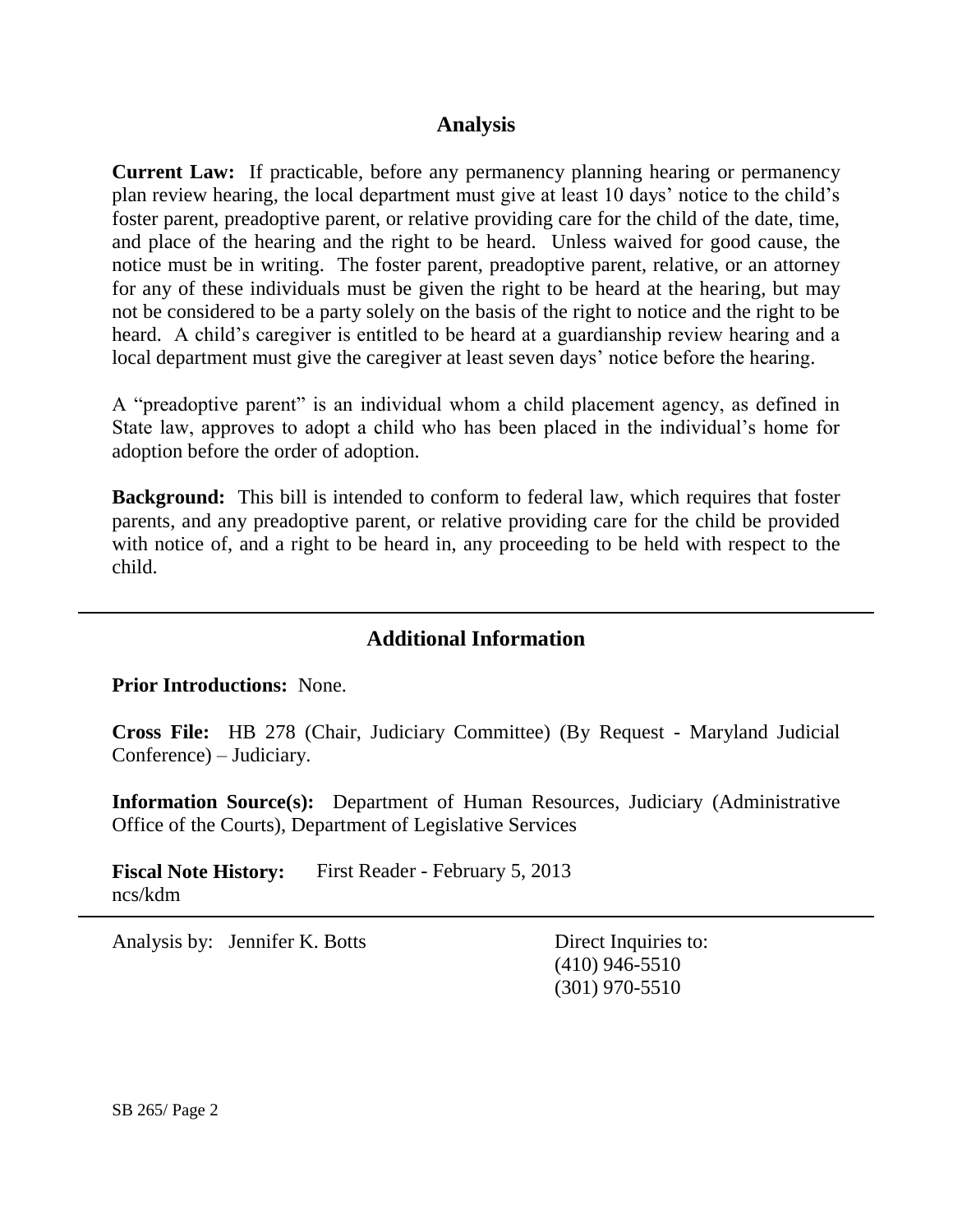## Analysis

**Current Law:** If practicable, before any permanency planning hearing or permanency plan review hearing, the local department must give at least 10 days' notice to the child's foster parent, preadoptive parent, or relative providing care for the child of the date, time, and place of the hearing and the right to be heard. Unless waived for good cause, the notice must be in writing. The foster parent, preadoptive parent, relative, or an attorney for any of these individuals must be given the right to be heard at the hearing, but may not be considered to be a party solely on the basis of the right to notice and the right to be heard. A child's caregiver is entitled to be heard at a guardianship review hearing and a local department must give the caregiver at least seven days' notice before the hearing.

A "preadoptive parent" is an individual whom a child placement agency, as defined in State law, approves to adopt a child who has been placed in the individual's home for adoption before the order of adoption.

**Background:** This bill is intended to conform to federal law, which requires that foster parents, and any preadoptive parent, or relative providing care for the child be provided with notice of, and a right to be heard in, any proceeding to be held with respect to the child.

---

## Additional Information

**Prior Introductions:** None.

**Cross File:** HB 278 (Chair, Judiciary Committee) (By Request - Maryland Judicial Conference) – Judiciary.

**Information Source(s):** Department of Human Resources, Judiciary (Administrative Office of the Courts), Department of Legislative Services

**Fiscal Note History:** First Reader - February 5, 2013
ncs/kdm

---

Analysis by: Jennifer K. Botts

Direct Inquiries to:
(410) 946-5510
(301) 970-5510